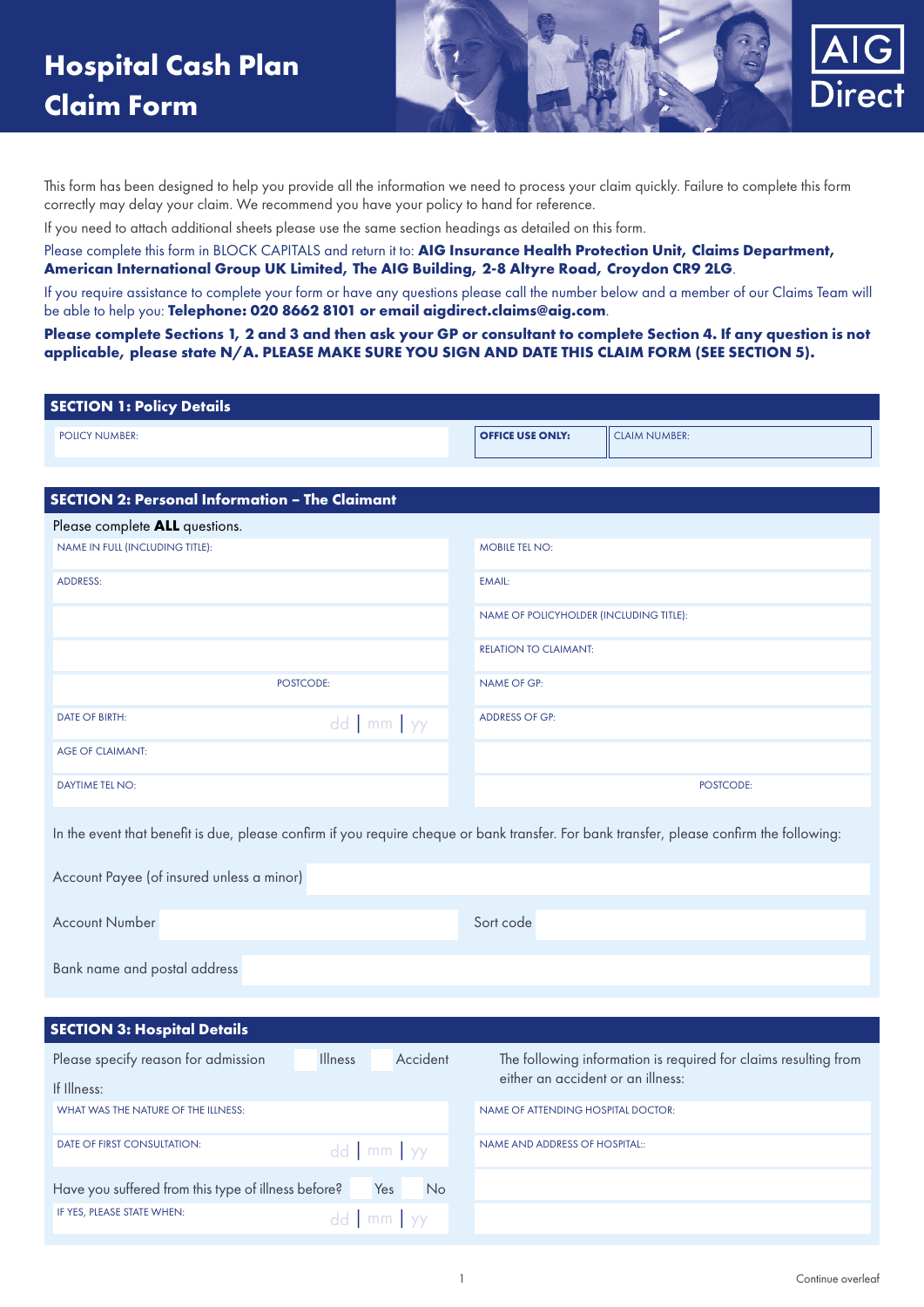# Hospital Cash Plan Claim Form

AIG Direct

This form has been designed to help you provide all the information we need to process your claim quickly. Failure to complete this form correctly may delay your claim. We recommend you have your policy to hand for reference.

If you need to attach additional sheets please use the same section headings as detailed on this form.

Please complete this form in BLOCK CAPITALS and return it to: **AIG Insurance Health Protection Unit, Claims Department, American International Group UK Limited, The AIG Building, 2-8 Altyre Road, Croydon CR9 2LG**.

If you require assistance to complete your form or have any questions please call the number below and a member of our Claims Team will be able to help you: **Telephone: 020 8662 8101 or email aigdirect.claims@aig.com**.

**Please complete Sections 1, 2 and 3 and then ask your GP or consultant to complete Section 4. If any question is not applicable, please state N/A. PLEASE MAKE SURE YOU SIGN AND DATE THIS CLAIM FORM (SEE SECTION 5).**

## SECTION 1: Policy Details

| POLICY NUMBER: | **OFFICE USE ONLY:** | CLAIM NUMBER: |
|---|---|---|

## SECTION 2: Personal Information – The Claimant

Please complete **ALL** questions.

| | |
|---|---|
| NAME IN FULL (INCLUDING TITLE): | MOBILE TEL NO: |
| ADDRESS: | EMAIL: |
| | NAME OF POLICYHOLDER (INCLUDING TITLE): |
| | RELATION TO CLAIMANT: |
| POSTCODE: | NAME OF GP: |
| DATE OF BIRTH: dd \| mm \| yy | ADDRESS OF GP: |
| AGE OF CLAIMANT: | |
| DAYTIME TEL NO: | POSTCODE: |

In the event that benefit is due, please confirm if you require cheque or bank transfer. For bank transfer, please confirm the following:

Account Payee (of insured unless a minor)

Account Number &nbsp;&nbsp;&nbsp;&nbsp; Sort code

Bank name and postal address

## SECTION 3: Hospital Details

Please specify reason for admission ☐ Illness ☐ Accident

If Illness:

| | |
|---|---|
| WHAT WAS THE NATURE OF THE ILLNESS: | NAME OF ATTENDING HOSPITAL DOCTOR: |
| DATE OF FIRST CONSULTATION: dd \| mm \| yy | NAME AND ADDRESS OF HOSPITAL: |

Have you suffered from this type of illness before? ☐ Yes ☐ No

IF YES, PLEASE STATE WHEN: dd | mm | yy

The following information is required for claims resulting from either an accident or an illness:

Continue overleaf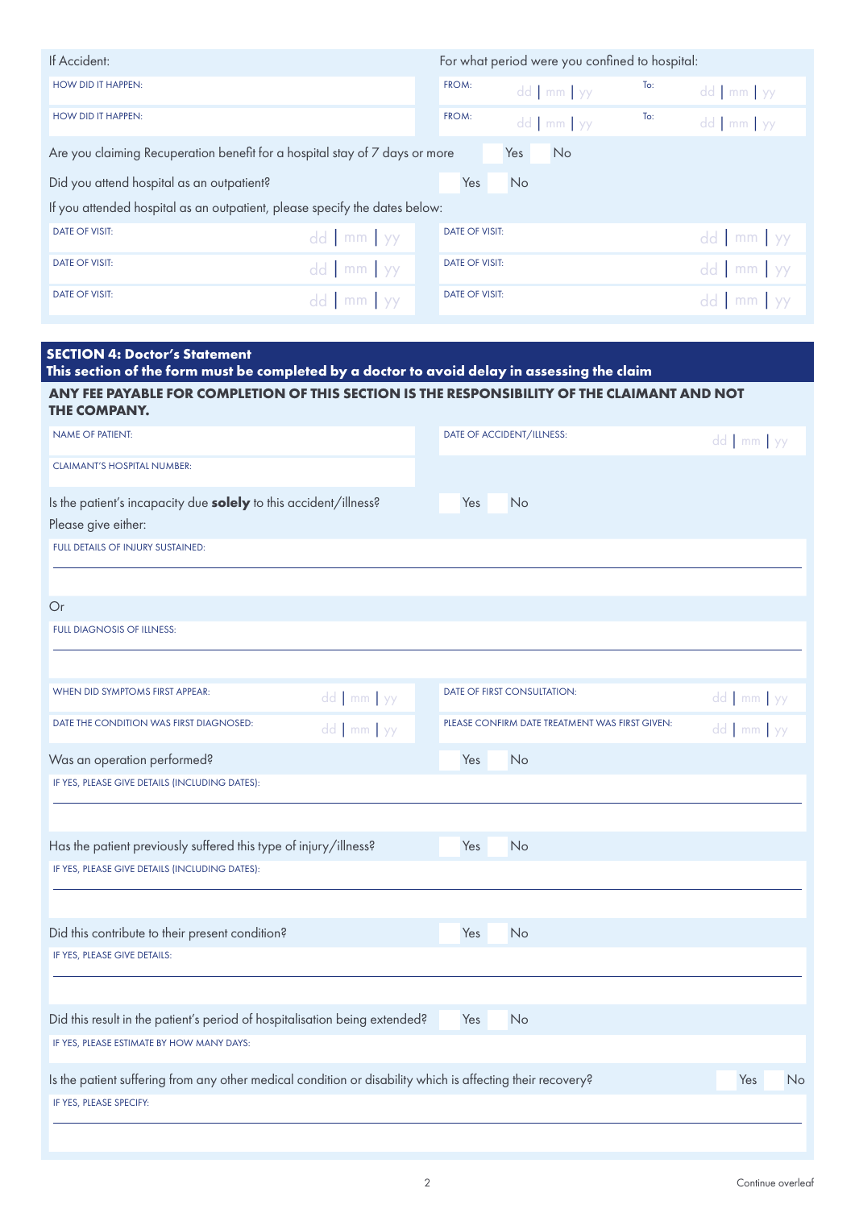If Accident:

For what period were you confined to hospital:

| | | | |
|---|---|---|---|
| HOW DID IT HAPPEN: | FROM: dd \| mm \| yy | To: | dd \| mm \| yy |
| HOW DID IT HAPPEN: | FROM: dd \| mm \| yy | To: | dd \| mm \| yy |

Are you claiming Recuperation benefit for a hospital stay of 7 days or more  Yes  No

Did you attend hospital as an outpatient?  Yes  No

If you attended hospital as an outpatient, please specify the dates below:

| | | | |
|---|---|---|---|
| DATE OF VISIT: | dd \| mm \| yy | DATE OF VISIT: | dd \| mm \| yy |
| DATE OF VISIT: | dd \| mm \| yy | DATE OF VISIT: | dd \| mm \| yy |
| DATE OF VISIT: | dd \| mm \| yy | DATE OF VISIT: | dd \| mm \| yy |

## SECTION 4: Doctor's Statement

**This section of the form must be completed by a doctor to avoid delay in assessing the claim**

**ANY FEE PAYABLE FOR COMPLETION OF THIS SECTION IS THE RESPONSIBILITY OF THE CLAIMANT AND NOT THE COMPANY.**

| | | | |
|---|---|---|---|
| NAME OF PATIENT: | | DATE OF ACCIDENT/ILLNESS: | dd \| mm \| yy |
| CLAIMANT'S HOSPITAL NUMBER: | | | |

Is the patient's incapacity due **solely** to this accident/illness?  Yes  No

Please give either:

FULL DETAILS OF INJURY SUSTAINED:

Or

FULL DIAGNOSIS OF ILLNESS:

| | | | |
|---|---|---|---|
| WHEN DID SYMPTOMS FIRST APPEAR: | dd \| mm \| yy | DATE OF FIRST CONSULTATION: | dd \| mm \| yy |
| DATE THE CONDITION WAS FIRST DIAGNOSED: | dd \| mm \| yy | PLEASE CONFIRM DATE TREATMENT WAS FIRST GIVEN: | dd \| mm \| yy |

Was an operation performed?  Yes  No

IF YES, PLEASE GIVE DETAILS (INCLUDING DATES):

Has the patient previously suffered this type of injury/illness?  Yes  No

IF YES, PLEASE GIVE DETAILS (INCLUDING DATES):

Did this contribute to their present condition?  Yes  No

IF YES, PLEASE GIVE DETAILS:

Did this result in the patient's period of hospitalisation being extended?  Yes  No

IF YES, PLEASE ESTIMATE BY HOW MANY DAYS:

Is the patient suffering from any other medical condition or disability which is affecting their recovery?  Yes  No

IF YES, PLEASE SPECIFY:

Continue overleaf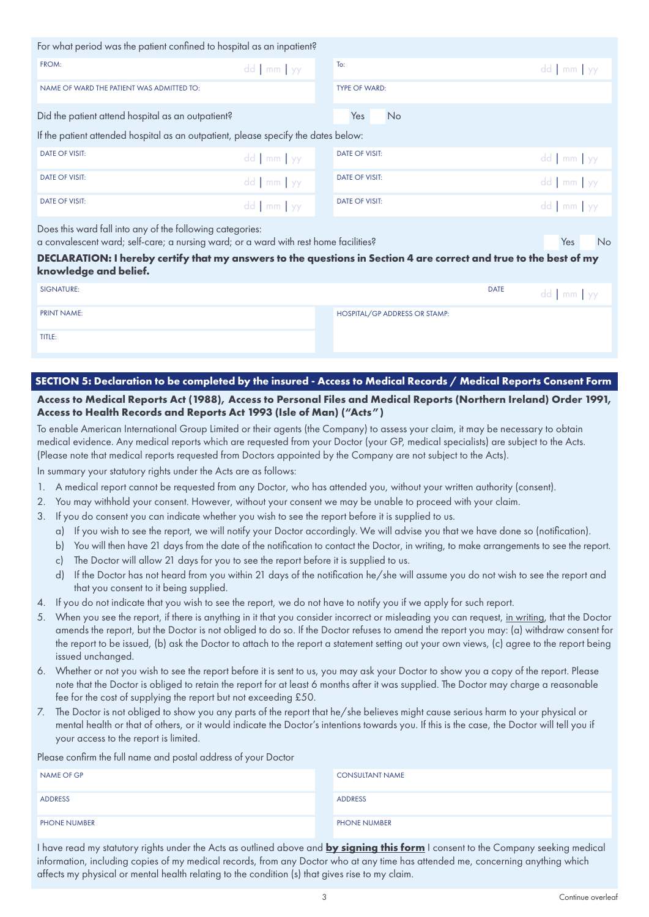For what period was the patient confined to hospital as an inpatient?

| | |
|---|---|
| FROM: dd \| mm \| yy | To: dd \| mm \| yy |
| NAME OF WARD THE PATIENT WAS ADMITTED TO: | TYPE OF WARD: |

Did the patient attend hospital as an outpatient? Yes No

If the patient attended hospital as an outpatient, please specify the dates below:

| | |
|---|---|
| DATE OF VISIT: dd \| mm \| yy | DATE OF VISIT: dd \| mm \| yy |
| DATE OF VISIT: dd \| mm \| yy | DATE OF VISIT: dd \| mm \| yy |
| DATE OF VISIT: dd \| mm \| yy | DATE OF VISIT: dd \| mm \| yy |

Does this ward fall into any of the following categories:
a convalescent ward; self-care; a nursing ward; or a ward with rest home facilities? Yes No

**DECLARATION: I hereby certify that my answers to the questions in Section 4 are correct and true to the best of my knowledge and belief.**

| | |
|---|---|
| SIGNATURE: | DATE dd \| mm \| yy |
| PRINT NAME: | HOSPITAL/GP ADDRESS OR STAMP: |
| TITLE: | |

## SECTION 5: Declaration to be completed by the insured - Access to Medical Records / Medical Reports Consent Form

**Access to Medical Reports Act (1988), Access to Personal Files and Medical Reports (Northern Ireland) Order 1991, Access to Health Records and Reports Act 1993 (Isle of Man) ("Acts")**

To enable American International Group Limited or their agents (the Company) to assess your claim, it may be necessary to obtain medical evidence. Any medical reports which are requested from your Doctor (your GP, medical specialists) are subject to the Acts. (Please note that medical reports requested from Doctors appointed by the Company are not subject to the Acts).

In summary your statutory rights under the Acts are as follows:

1. A medical report cannot be requested from any Doctor, who has attended you, without your written authority (consent).
2. You may withhold your consent. However, without your consent we may be unable to proceed with your claim.
3. If you do consent you can indicate whether you wish to see the report before it is supplied to us.
   a) If you wish to see the report, we will notify your Doctor accordingly. We will advise you that we have done so (notification).
   b) You will then have 21 days from the date of the notification to contact the Doctor, in writing, to make arrangements to see the report.
   c) The Doctor will allow 21 days for you to see the report before it is supplied to us.
   d) If the Doctor has not heard from you within 21 days of the notification he/she will assume you do not wish to see the report and that you consent to it being supplied.
4. If you do not indicate that you wish to see the report, we do not have to notify you if we apply for such report.
5. When you see the report, if there is anything in it that you consider incorrect or misleading you can request, in writing, that the Doctor amends the report, but the Doctor is not obliged to do so. If the Doctor refuses to amend the report you may: (a) withdraw consent for the report to be issued, (b) ask the Doctor to attach to the report a statement setting out your own views, (c) agree to the report being issued unchanged.
6. Whether or not you wish to see the report before it is sent to us, you may ask your Doctor to show you a copy of the report. Please note that the Doctor is obliged to retain the report for at least 6 months after it was supplied. The Doctor may charge a reasonable fee for the cost of supplying the report but not exceeding £50.
7. The Doctor is not obliged to show you any parts of the report that he/she believes might cause serious harm to your physical or mental health or that of others, or it would indicate the Doctor's intentions towards you. If this is the case, the Doctor will tell you if your access to the report is limited.

Please confirm the full name and postal address of your Doctor

| | |
|---|---|
| NAME OF GP | CONSULTANT NAME |
| ADDRESS | ADDRESS |
| PHONE NUMBER | PHONE NUMBER |

I have read my statutory rights under the Acts as outlined above and **by signing this form** I consent to the Company seeking medical information, including copies of my medical records, from any Doctor who at any time has attended me, concerning anything which affects my physical or mental health relating to the condition (s) that gives rise to my claim.

Continue overleaf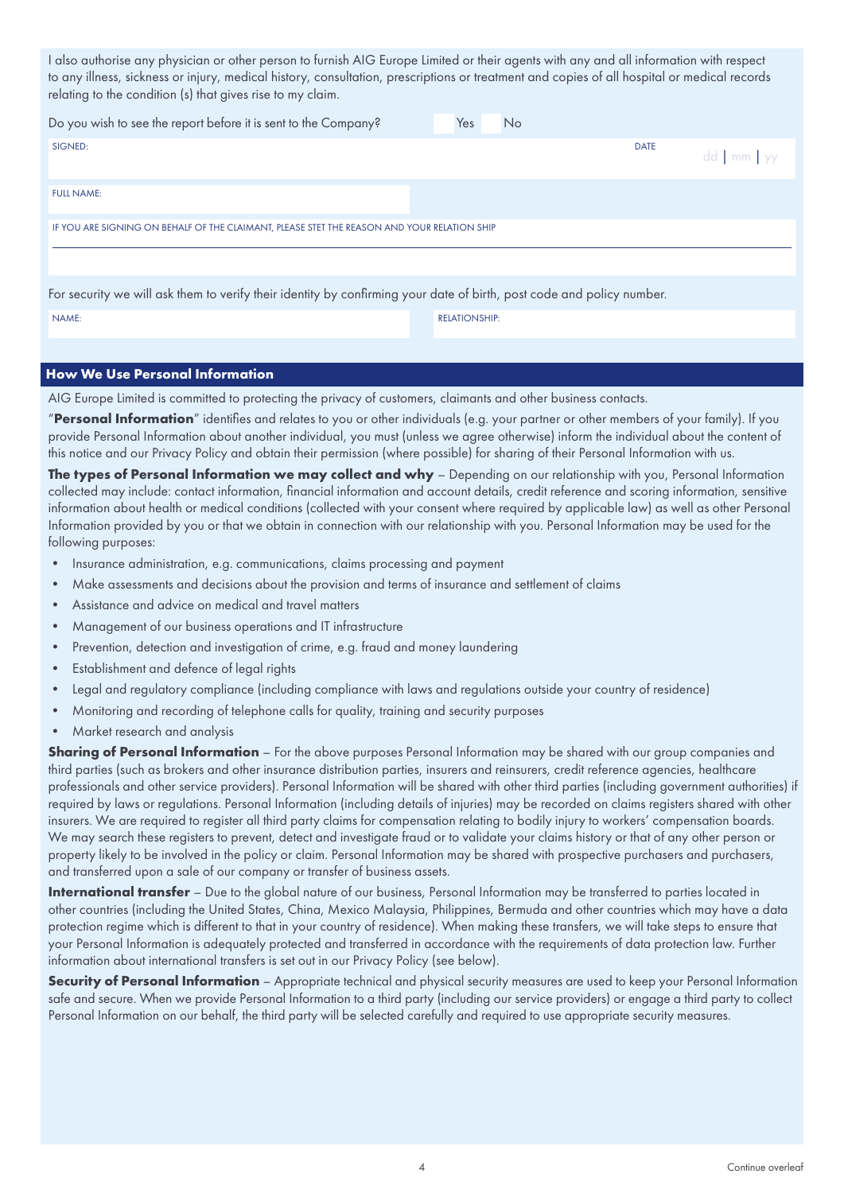I also authorise any physician or other person to furnish AIG Europe Limited or their agents with any and all information with respect to any illness, sickness or injury, medical history, consultation, prescriptions or treatment and copies of all hospital or medical records relating to the condition (s) that gives rise to my claim.

Do you wish to see the report before it is sent to the Company? Yes No

SIGNED: DATE dd | mm | yy

FULL NAME:

IF YOU ARE SIGNING ON BEHALF OF THE CLAIMANT, PLEASE STET THE REASON AND YOUR RELATION SHIP

For security we will ask them to verify their identity by confirming your date of birth, post code and policy number.

NAME: RELATIONSHIP:

## How We Use Personal Information

AIG Europe Limited is committed to protecting the privacy of customers, claimants and other business contacts.

"**Personal Information**" identifies and relates to you or other individuals (e.g. your partner or other members of your family). If you provide Personal Information about another individual, you must (unless we agree otherwise) inform the individual about the content of this notice and our Privacy Policy and obtain their permission (where possible) for sharing of their Personal Information with us.

**The types of Personal Information we may collect and why** – Depending on our relationship with you, Personal Information collected may include: contact information, financial information and account details, credit reference and scoring information, sensitive information about health or medical conditions (collected with your consent where required by applicable law) as well as other Personal Information provided by you or that we obtain in connection with our relationship with you. Personal Information may be used for the following purposes:

- Insurance administration, e.g. communications, claims processing and payment
- Make assessments and decisions about the provision and terms of insurance and settlement of claims
- Assistance and advice on medical and travel matters
- Management of our business operations and IT infrastructure
- Prevention, detection and investigation of crime, e.g. fraud and money laundering
- Establishment and defence of legal rights
- Legal and regulatory compliance (including compliance with laws and regulations outside your country of residence)
- Monitoring and recording of telephone calls for quality, training and security purposes
- Market research and analysis

**Sharing of Personal Information** – For the above purposes Personal Information may be shared with our group companies and third parties (such as brokers and other insurance distribution parties, insurers and reinsurers, credit reference agencies, healthcare professionals and other service providers). Personal Information will be shared with other third parties (including government authorities) if required by laws or regulations. Personal Information (including details of injuries) may be recorded on claims registers shared with other insurers. We are required to register all third party claims for compensation relating to bodily injury to workers' compensation boards. We may search these registers to prevent, detect and investigate fraud or to validate your claims history or that of any other person or property likely to be involved in the policy or claim. Personal Information may be shared with prospective purchasers and purchasers, and transferred upon a sale of our company or transfer of business assets.

**International transfer** – Due to the global nature of our business, Personal Information may be transferred to parties located in other countries (including the United States, China, Mexico Malaysia, Philippines, Bermuda and other countries which may have a data protection regime which is different to that in your country of residence). When making these transfers, we will take steps to ensure that your Personal Information is adequately protected and transferred in accordance with the requirements of data protection law. Further information about international transfers is set out in our Privacy Policy (see below).

**Security of Personal Information** – Appropriate technical and physical security measures are used to keep your Personal Information safe and secure. When we provide Personal Information to a third party (including our service providers) or engage a third party to collect Personal Information on our behalf, the third party will be selected carefully and required to use appropriate security measures.

Continue overleaf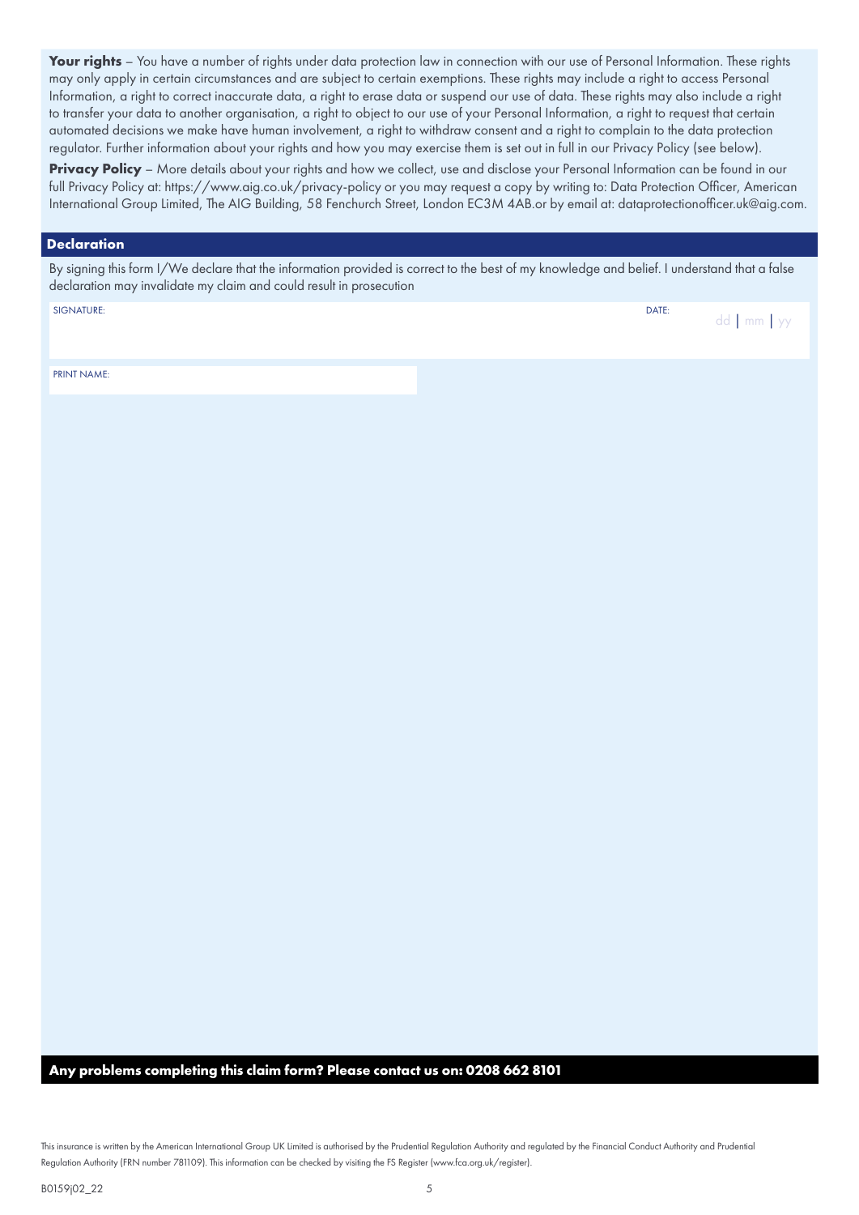**Your rights** – You have a number of rights under data protection law in connection with our use of Personal Information. These rights may only apply in certain circumstances and are subject to certain exemptions. These rights may include a right to access Personal Information, a right to correct inaccurate data, a right to erase data or suspend our use of data. These rights may also include a right to transfer your data to another organisation, a right to object to our use of your Personal Information, a right to request that certain automated decisions we make have human involvement, a right to withdraw consent and a right to complain to the data protection regulator. Further information about your rights and how you may exercise them is set out in full in our Privacy Policy (see below).

**Privacy Policy** – More details about your rights and how we collect, use and disclose your Personal Information can be found in our full Privacy Policy at: https://www.aig.co.uk/privacy-policy or you may request a copy by writing to: Data Protection Officer, American International Group Limited, The AIG Building, 58 Fenchurch Street, London EC3M 4AB.or by email at: dataprotectionofficer.uk@aig.com.

## Declaration

By signing this form I/We declare that the information provided is correct to the best of my knowledge and belief. I understand that a false declaration may invalidate my claim and could result in prosecution

SIGNATURE:

DATE: dd | mm | yy

PRINT NAME:

**Any problems completing this claim form? Please contact us on: 0208 662 8101**

This insurance is written by the American International Group UK Limited is authorised by the Prudential Regulation Authority and regulated by the Financial Conduct Authority and Prudential Regulation Authority (FRN number 781109). This information can be checked by visiting the FS Register (www.fca.org.uk/register).

B0159j02_22